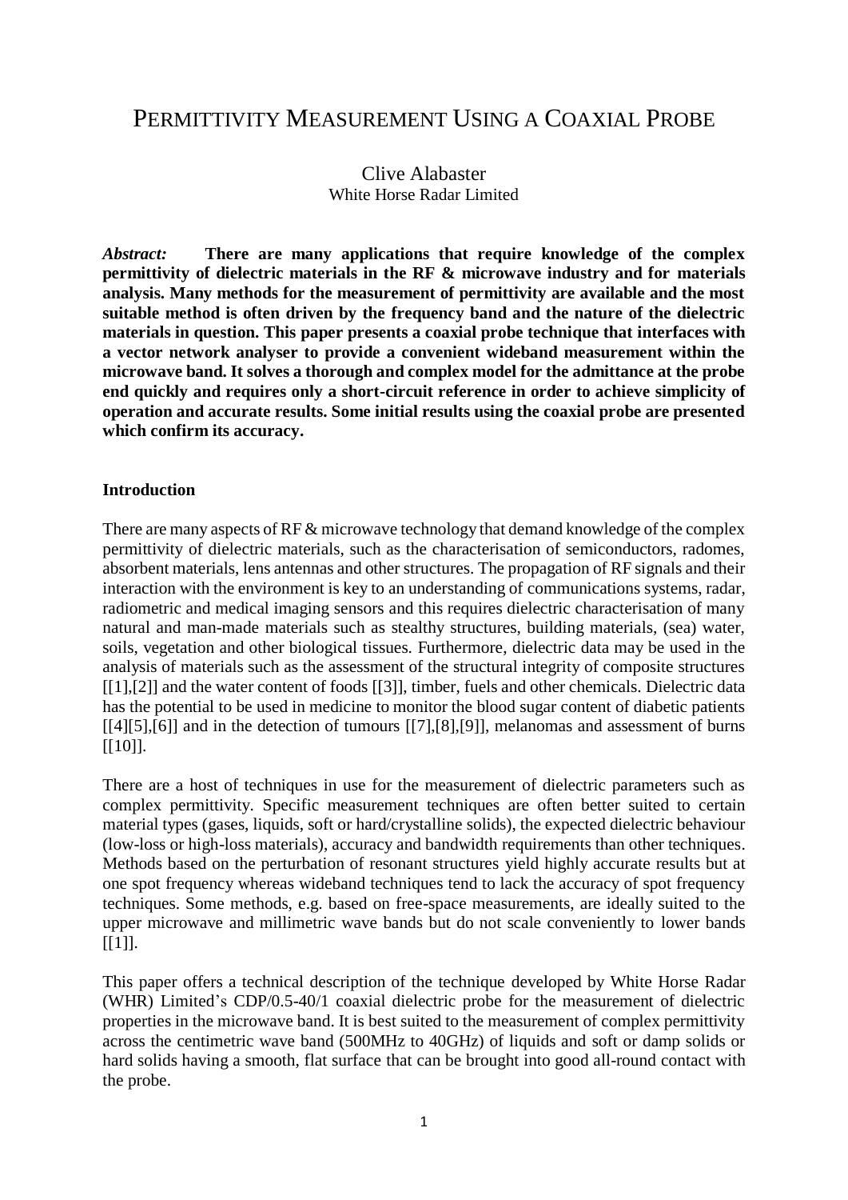# PERMITTIVITY MEASUREMENT USING A COAXIAL PROBE

Clive Alabaster
White Horse Radar Limited

***Abstract:*** **There are many applications that require knowledge of the complex permittivity of dielectric materials in the RF & microwave industry and for materials analysis. Many methods for the measurement of permittivity are available and the most suitable method is often driven by the frequency band and the nature of the dielectric materials in question. This paper presents a coaxial probe technique that interfaces with a vector network analyser to provide a convenient wideband measurement within the microwave band. It solves a thorough and complex model for the admittance at the probe end quickly and requires only a short-circuit reference in order to achieve simplicity of operation and accurate results. Some initial results using the coaxial probe are presented which confirm its accuracy.**

## Introduction

There are many aspects of RF & microwave technology that demand knowledge of the complex permittivity of dielectric materials, such as the characterisation of semiconductors, radomes, absorbent materials, lens antennas and other structures. The propagation of RF signals and their interaction with the environment is key to an understanding of communications systems, radar, radiometric and medical imaging sensors and this requires dielectric characterisation of many natural and man-made materials such as stealthy structures, building materials, (sea) water, soils, vegetation and other biological tissues. Furthermore, dielectric data may be used in the analysis of materials such as the assessment of the structural integrity of composite structures [[1],[2]] and the water content of foods [[3]], timber, fuels and other chemicals. Dielectric data has the potential to be used in medicine to monitor the blood sugar content of diabetic patients [[4][5],[6]] and in the detection of tumours [[7],[8],[9]], melanomas and assessment of burns [[10]].

There are a host of techniques in use for the measurement of dielectric parameters such as complex permittivity. Specific measurement techniques are often better suited to certain material types (gases, liquids, soft or hard/crystalline solids), the expected dielectric behaviour (low-loss or high-loss materials), accuracy and bandwidth requirements than other techniques. Methods based on the perturbation of resonant structures yield highly accurate results but at one spot frequency whereas wideband techniques tend to lack the accuracy of spot frequency techniques. Some methods, e.g. based on free-space measurements, are ideally suited to the upper microwave and millimetric wave bands but do not scale conveniently to lower bands [[1]].

This paper offers a technical description of the technique developed by White Horse Radar (WHR) Limited's CDP/0.5-40/1 coaxial dielectric probe for the measurement of dielectric properties in the microwave band. It is best suited to the measurement of complex permittivity across the centimetric wave band (500MHz to 40GHz) of liquids and soft or damp solids or hard solids having a smooth, flat surface that can be brought into good all-round contact with the probe.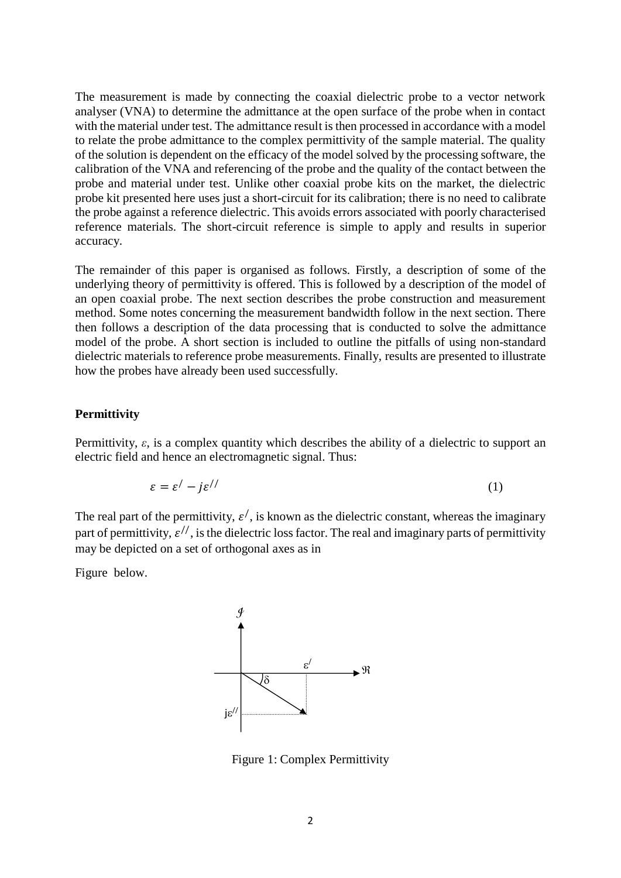The measurement is made by connecting the coaxial dielectric probe to a vector network analyser (VNA) to determine the admittance at the open surface of the probe when in contact with the material under test. The admittance result is then processed in accordance with a model to relate the probe admittance to the complex permittivity of the sample material. The quality of the solution is dependent on the efficacy of the model solved by the processing software, the calibration of the VNA and referencing of the probe and the quality of the contact between the probe and material under test. Unlike other coaxial probe kits on the market, the dielectric probe kit presented here uses just a short-circuit for its calibration; there is no need to calibrate the probe against a reference dielectric. This avoids errors associated with poorly characterised reference materials. The short-circuit reference is simple to apply and results in superior accuracy.

The remainder of this paper is organised as follows. Firstly, a description of some of the underlying theory of permittivity is offered. This is followed by a description of the model of an open coaxial probe. The next section describes the probe construction and measurement method. Some notes concerning the measurement bandwidth follow in the next section. There then follows a description of the data processing that is conducted to solve the admittance model of the probe. A short section is included to outline the pitfalls of using non-standard dielectric materials to reference probe measurements. Finally, results are presented to illustrate how the probes have already been used successfully.

**Permittivity**

Permittivity, $\varepsilon$, is a complex quantity which describes the ability of a dielectric to support an electric field and hence an electromagnetic signal. Thus:

$$\varepsilon = \varepsilon^{/} - j\varepsilon^{//} \qquad (1)$$

The real part of the permittivity, $\varepsilon^{/}$, is known as the dielectric constant, whereas the imaginary part of permittivity, $\varepsilon^{//}$, is the dielectric loss factor. The real and imaginary parts of permittivity may be depicted on a set of orthogonal axes as in

Figure below.

Figure 1: Complex Permittivity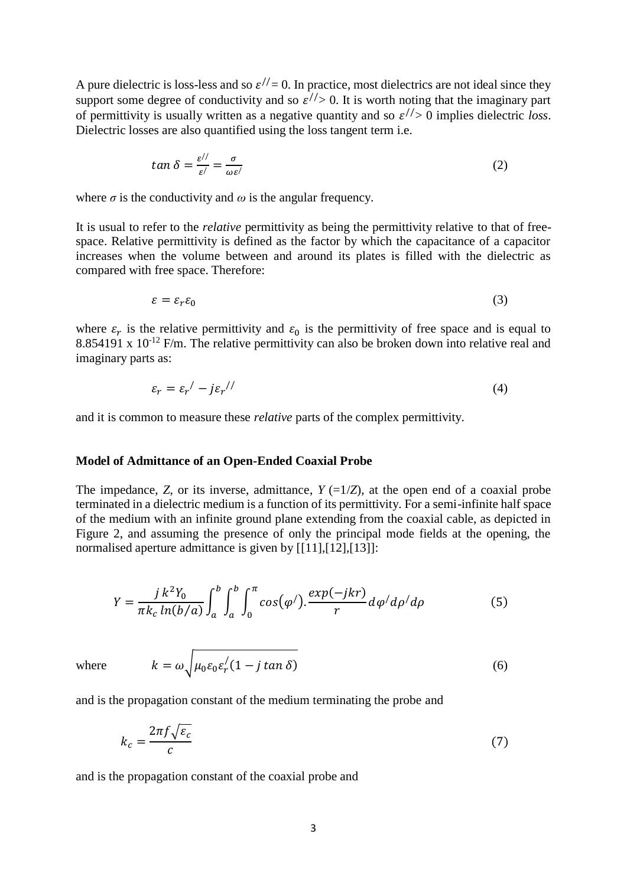A pure dielectric is loss-less and so $\varepsilon^{//} = 0$. In practice, most dielectrics are not ideal since they support some degree of conductivity and so $\varepsilon^{//} > 0$. It is worth noting that the imaginary part of permittivity is usually written as a negative quantity and so $\varepsilon^{//} > 0$ implies dielectric *loss*. Dielectric losses are also quantified using the loss tangent term i.e.

$$\tan\delta = \frac{\varepsilon^{//}}{\varepsilon^{/}} = \frac{\sigma}{\omega\varepsilon^{/}} \tag{2}$$

where $\sigma$ is the conductivity and $\omega$ is the angular frequency.

It is usual to refer to the *relative* permittivity as being the permittivity relative to that of free-space. Relative permittivity is defined as the factor by which the capacitance of a capacitor increases when the volume between and around its plates is filled with the dielectric as compared with free space. Therefore:

$$\varepsilon = \varepsilon_r \varepsilon_0 \tag{3}$$

where $\varepsilon_r$ is the relative permittivity and $\varepsilon_0$ is the permittivity of free space and is equal to 8.854191 x $10^{-12}$ F/m. The relative permittivity can also be broken down into relative real and imaginary parts as:

$$\varepsilon_r = \varepsilon_r^{/} - j\varepsilon_r^{//} \tag{4}$$

and it is common to measure these *relative* parts of the complex permittivity.

**Model of Admittance of an Open-Ended Coaxial Probe**

The impedance, *Z*, or its inverse, admittance, *Y* (=1/*Z*), at the open end of a coaxial probe terminated in a dielectric medium is a function of its permittivity. For a semi-infinite half space of the medium with an infinite ground plane extending from the coaxial cable, as depicted in Figure 2, and assuming the presence of only the principal mode fields at the opening, the normalised aperture admittance is given by [[11],[12],[13]]:

$$Y = \frac{j\,k^2 Y_0}{\pi k_c \ln(b/a)} \int_a^b \int_a^b \int_0^\pi \cos(\varphi^{/}).\frac{\exp(-jkr)}{r}\, d\varphi^{/} d\rho^{/} d\rho \tag{5}$$

where $$k = \omega\sqrt{\mu_0 \varepsilon_0 \varepsilon_r^{/}(1 - j\tan\delta)} \tag{6}$$

and is the propagation constant of the medium terminating the probe and

$$k_c = \frac{2\pi f \sqrt{\varepsilon_c}}{c} \tag{7}$$

and is the propagation constant of the coaxial probe and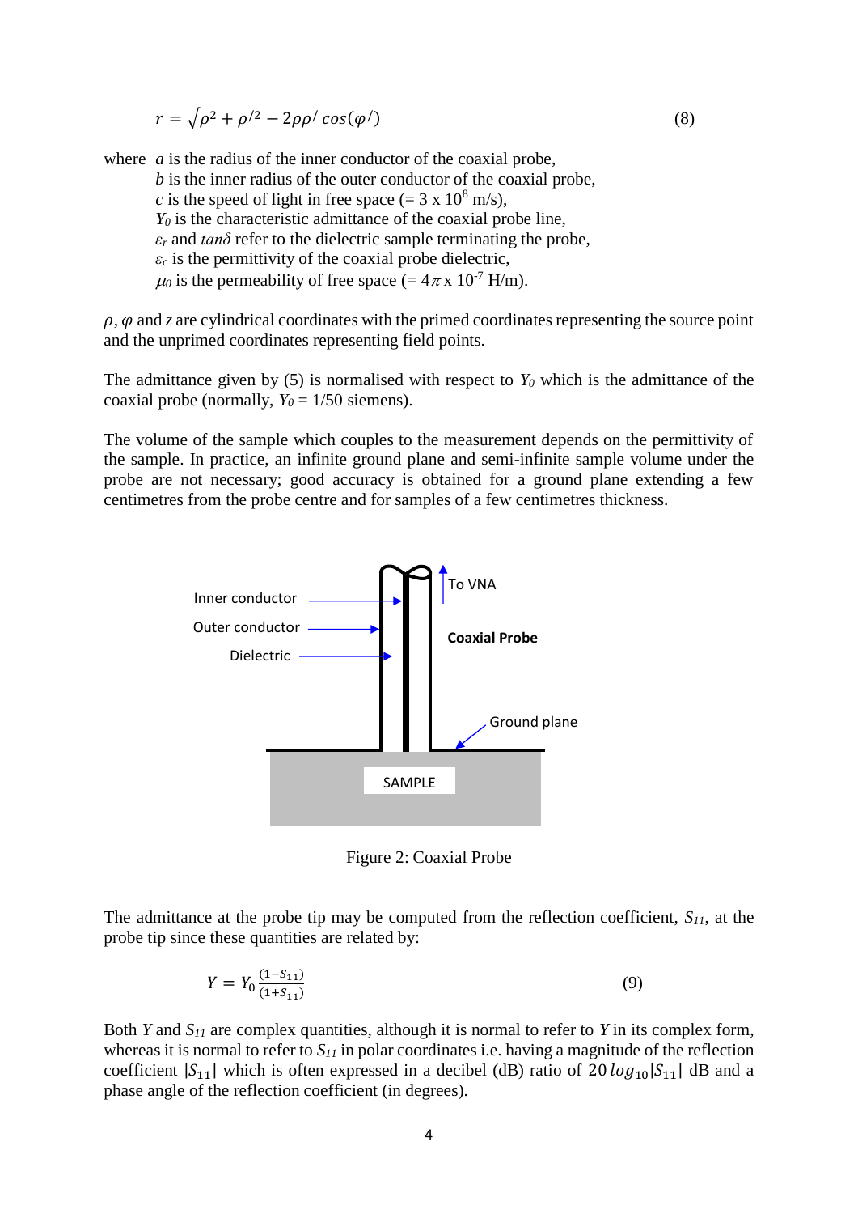$$r = \sqrt{\rho^2 + \rho'^2 - 2\rho\rho' \cos(\varphi')} \tag{8}$$

where $a$ is the radius of the inner conductor of the coaxial probe,
$b$ is the inner radius of the outer conductor of the coaxial probe,
$c$ is the speed of light in free space (= 3 x $10^8$ m/s),
$Y_0$ is the characteristic admittance of the coaxial probe line,
$\varepsilon_r$ and $\tan\delta$ refer to the dielectric sample terminating the probe,
$\varepsilon_c$ is the permittivity of the coaxial probe dielectric,
$\mu_0$ is the permeability of free space (= $4\pi$ x $10^{-7}$ H/m).

$\rho$, $\varphi$ and $z$ are cylindrical coordinates with the primed coordinates representing the source point and the unprimed coordinates representing field points.

The admittance given by (5) is normalised with respect to $Y_0$ which is the admittance of the coaxial probe (normally, $Y_0$ = 1/50 siemens).

The volume of the sample which couples to the measurement depends on the permittivity of the sample. In practice, an infinite ground plane and semi-infinite sample volume under the probe are not necessary; good accuracy is obtained for a ground plane extending a few centimetres from the probe centre and for samples of a few centimetres thickness.

Inner conductor

Outer conductor

Dielectric

To VNA

**Coaxial Probe**

Ground plane

SAMPLE

Figure 2: Coaxial Probe

The admittance at the probe tip may be computed from the reflection coefficient, $S_{11}$, at the probe tip since these quantities are related by:

$$Y = Y_0 \frac{(1 - S_{11})}{(1 + S_{11})} \tag{9}$$

Both $Y$ and $S_{11}$ are complex quantities, although it is normal to refer to $Y$ in its complex form, whereas it is normal to refer to $S_{11}$ in polar coordinates i.e. having a magnitude of the reflection coefficient $|S_{11}|$ which is often expressed in a decibel (dB) ratio of $20\,log_{10}|S_{11}|$ dB and a phase angle of the reflection coefficient (in degrees).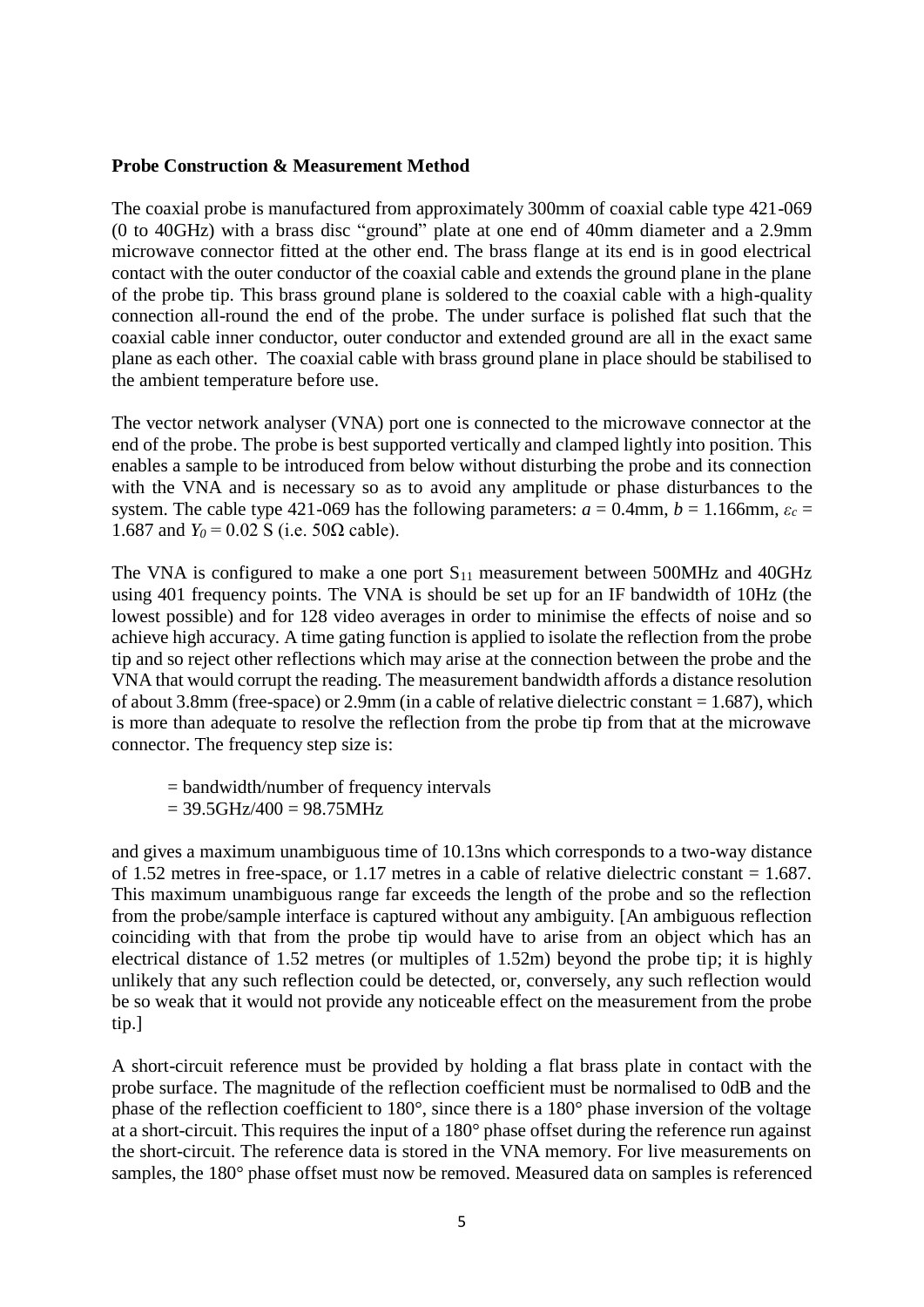**Probe Construction & Measurement Method**

The coaxial probe is manufactured from approximately 300mm of coaxial cable type 421-069 (0 to 40GHz) with a brass disc "ground" plate at one end of 40mm diameter and a 2.9mm microwave connector fitted at the other end. The brass flange at its end is in good electrical contact with the outer conductor of the coaxial cable and extends the ground plane in the plane of the probe tip. This brass ground plane is soldered to the coaxial cable with a high-quality connection all-round the end of the probe. The under surface is polished flat such that the coaxial cable inner conductor, outer conductor and extended ground are all in the exact same plane as each other. The coaxial cable with brass ground plane in place should be stabilised to the ambient temperature before use.

The vector network analyser (VNA) port one is connected to the microwave connector at the end of the probe. The probe is best supported vertically and clamped lightly into position. This enables a sample to be introduced from below without disturbing the probe and its connection with the VNA and is necessary so as to avoid any amplitude or phase disturbances to the system. The cable type 421-069 has the following parameters: $a$ = 0.4mm, $b$ = 1.166mm, $\varepsilon_c$ = 1.687 and $Y_0$ = 0.02 S (i.e. 50Ω cable).

The VNA is configured to make a one port $S_{11}$ measurement between 500MHz and 40GHz using 401 frequency points. The VNA is should be set up for an IF bandwidth of 10Hz (the lowest possible) and for 128 video averages in order to minimise the effects of noise and so achieve high accuracy. A time gating function is applied to isolate the reflection from the probe tip and so reject other reflections which may arise at the connection between the probe and the VNA that would corrupt the reading. The measurement bandwidth affords a distance resolution of about 3.8mm (free-space) or 2.9mm (in a cable of relative dielectric constant = 1.687), which is more than adequate to resolve the reflection from the probe tip from that at the microwave connector. The frequency step size is:

= bandwidth/number of frequency intervals
= 39.5GHz/400 = 98.75MHz

and gives a maximum unambiguous time of 10.13ns which corresponds to a two-way distance of 1.52 metres in free-space, or 1.17 metres in a cable of relative dielectric constant = 1.687. This maximum unambiguous range far exceeds the length of the probe and so the reflection from the probe/sample interface is captured without any ambiguity. [An ambiguous reflection coinciding with that from the probe tip would have to arise from an object which has an electrical distance of 1.52 metres (or multiples of 1.52m) beyond the probe tip; it is highly unlikely that any such reflection could be detected, or, conversely, any such reflection would be so weak that it would not provide any noticeable effect on the measurement from the probe tip.]

A short-circuit reference must be provided by holding a flat brass plate in contact with the probe surface. The magnitude of the reflection coefficient must be normalised to 0dB and the phase of the reflection coefficient to 180°, since there is a 180° phase inversion of the voltage at a short-circuit. This requires the input of a 180° phase offset during the reference run against the short-circuit. The reference data is stored in the VNA memory. For live measurements on samples, the 180° phase offset must now be removed. Measured data on samples is referenced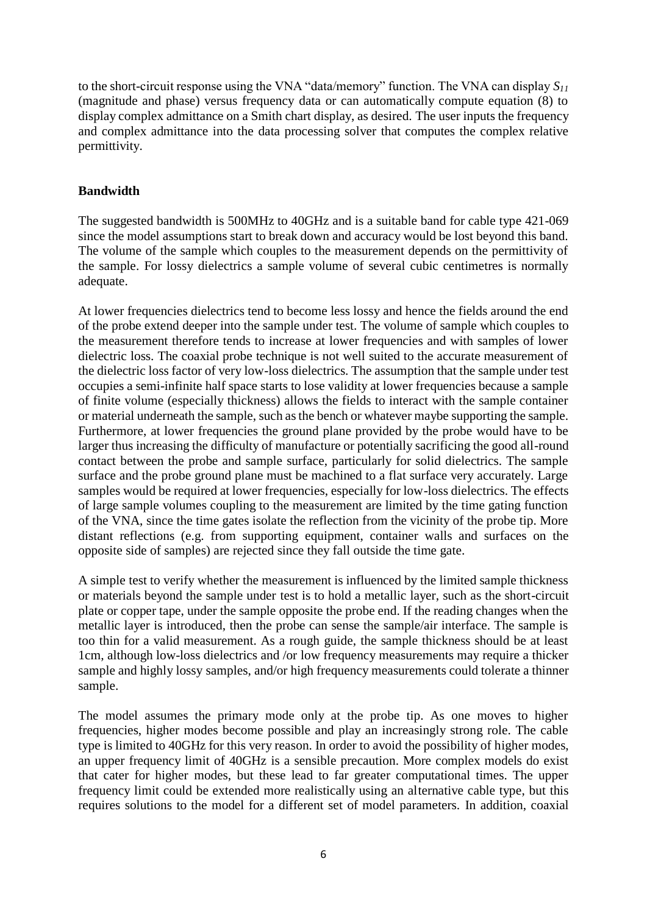to the short-circuit response using the VNA "data/memory" function. The VNA can display $S_{11}$ (magnitude and phase) versus frequency data or can automatically compute equation (8) to display complex admittance on a Smith chart display, as desired. The user inputs the frequency and complex admittance into the data processing solver that computes the complex relative permittivity.

**Bandwidth**

The suggested bandwidth is 500MHz to 40GHz and is a suitable band for cable type 421-069 since the model assumptions start to break down and accuracy would be lost beyond this band. The volume of the sample which couples to the measurement depends on the permittivity of the sample. For lossy dielectrics a sample volume of several cubic centimetres is normally adequate.

At lower frequencies dielectrics tend to become less lossy and hence the fields around the end of the probe extend deeper into the sample under test. The volume of sample which couples to the measurement therefore tends to increase at lower frequencies and with samples of lower dielectric loss. The coaxial probe technique is not well suited to the accurate measurement of the dielectric loss factor of very low-loss dielectrics. The assumption that the sample under test occupies a semi-infinite half space starts to lose validity at lower frequencies because a sample of finite volume (especially thickness) allows the fields to interact with the sample container or material underneath the sample, such as the bench or whatever maybe supporting the sample. Furthermore, at lower frequencies the ground plane provided by the probe would have to be larger thus increasing the difficulty of manufacture or potentially sacrificing the good all-round contact between the probe and sample surface, particularly for solid dielectrics. The sample surface and the probe ground plane must be machined to a flat surface very accurately. Large samples would be required at lower frequencies, especially for low-loss dielectrics. The effects of large sample volumes coupling to the measurement are limited by the time gating function of the VNA, since the time gates isolate the reflection from the vicinity of the probe tip. More distant reflections (e.g. from supporting equipment, container walls and surfaces on the opposite side of samples) are rejected since they fall outside the time gate.

A simple test to verify whether the measurement is influenced by the limited sample thickness or materials beyond the sample under test is to hold a metallic layer, such as the short-circuit plate or copper tape, under the sample opposite the probe end. If the reading changes when the metallic layer is introduced, then the probe can sense the sample/air interface. The sample is too thin for a valid measurement. As a rough guide, the sample thickness should be at least 1cm, although low-loss dielectrics and /or low frequency measurements may require a thicker sample and highly lossy samples, and/or high frequency measurements could tolerate a thinner sample.

The model assumes the primary mode only at the probe tip. As one moves to higher frequencies, higher modes become possible and play an increasingly strong role. The cable type is limited to 40GHz for this very reason. In order to avoid the possibility of higher modes, an upper frequency limit of 40GHz is a sensible precaution. More complex models do exist that cater for higher modes, but these lead to far greater computational times. The upper frequency limit could be extended more realistically using an alternative cable type, but this requires solutions to the model for a different set of model parameters. In addition, coaxial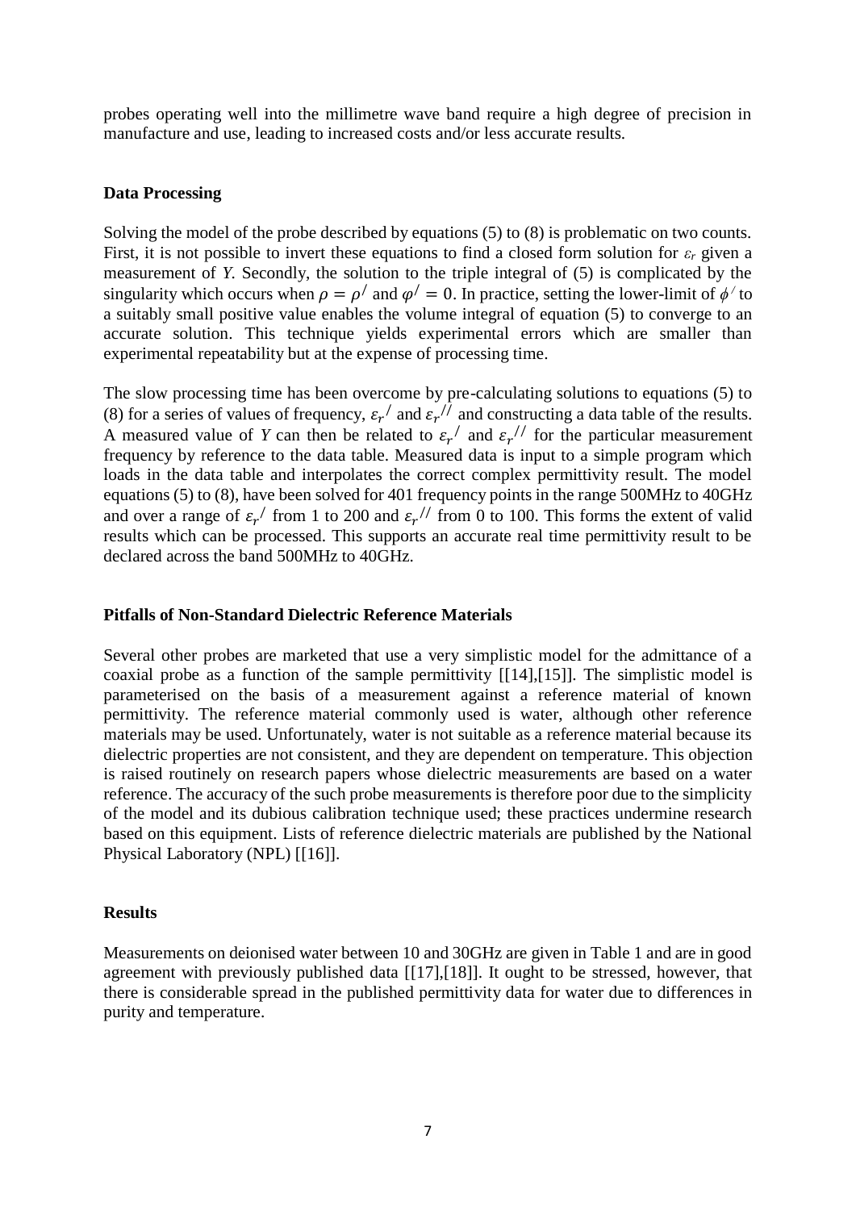probes operating well into the millimetre wave band require a high degree of precision in manufacture and use, leading to increased costs and/or less accurate results.

**Data Processing**

Solving the model of the probe described by equations (5) to (8) is problematic on two counts. First, it is not possible to invert these equations to find a closed form solution for $\varepsilon_r$ given a measurement of *Y*. Secondly, the solution to the triple integral of (5) is complicated by the singularity which occurs when $\rho = \rho'$ and $\varphi' = 0$. In practice, setting the lower-limit of $\phi'$ to a suitably small positive value enables the volume integral of equation (5) to converge to an accurate solution. This technique yields experimental errors which are smaller than experimental repeatability but at the expense of processing time.

The slow processing time has been overcome by pre-calculating solutions to equations (5) to (8) for a series of values of frequency, $\varepsilon_r'$ and $\varepsilon_r''$ and constructing a data table of the results. A measured value of *Y* can then be related to $\varepsilon_r'$ and $\varepsilon_r''$ for the particular measurement frequency by reference to the data table. Measured data is input to a simple program which loads in the data table and interpolates the correct complex permittivity result. The model equations (5) to (8), have been solved for 401 frequency points in the range 500MHz to 40GHz and over a range of $\varepsilon_r'$ from 1 to 200 and $\varepsilon_r''$ from 0 to 100. This forms the extent of valid results which can be processed. This supports an accurate real time permittivity result to be declared across the band 500MHz to 40GHz.

**Pitfalls of Non-Standard Dielectric Reference Materials**

Several other probes are marketed that use a very simplistic model for the admittance of a coaxial probe as a function of the sample permittivity [[14],[15]]. The simplistic model is parameterised on the basis of a measurement against a reference material of known permittivity. The reference material commonly used is water, although other reference materials may be used. Unfortunately, water is not suitable as a reference material because its dielectric properties are not consistent, and they are dependent on temperature. This objection is raised routinely on research papers whose dielectric measurements are based on a water reference. The accuracy of the such probe measurements is therefore poor due to the simplicity of the model and its dubious calibration technique used; these practices undermine research based on this equipment. Lists of reference dielectric materials are published by the National Physical Laboratory (NPL) [[16]].

**Results**

Measurements on deionised water between 10 and 30GHz are given in Table 1 and are in good agreement with previously published data [[17],[18]]. It ought to be stressed, however, that there is considerable spread in the published permittivity data for water due to differences in purity and temperature.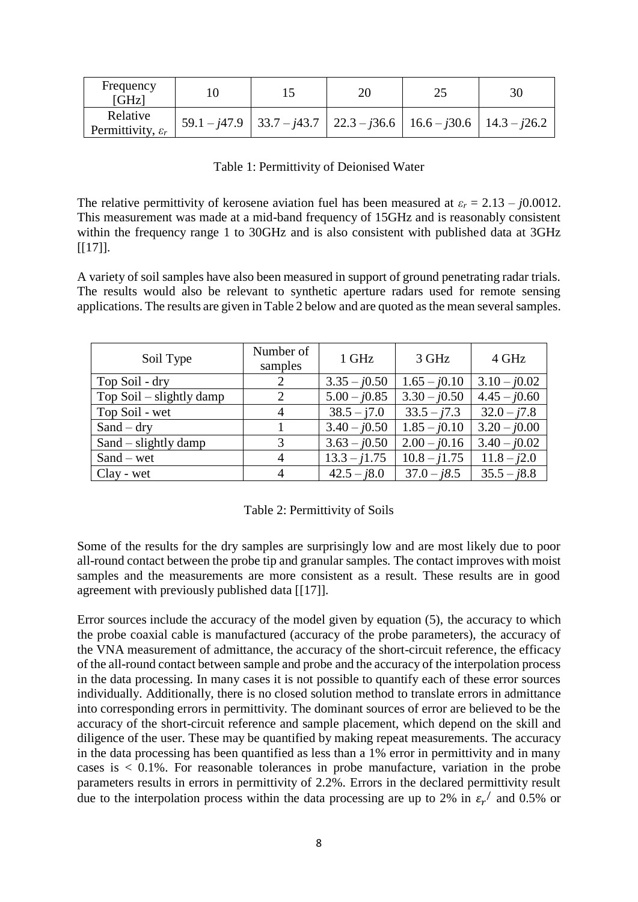| Frequency [GHz] | 10 | 15 | 20 | 25 | 30 |
|---|---|---|---|---|---|
| Relative Permittivity, $\varepsilon_r$ | $59.1 - j47.9$ | $33.7 - j43.7$ | $22.3 - j36.6$ | $16.6 - j30.6$ | $14.3 - j26.2$ |

Table 1: Permittivity of Deionised Water

The relative permittivity of kerosene aviation fuel has been measured at $\varepsilon_r = 2.13 - j0.0012$. This measurement was made at a mid-band frequency of 15GHz and is reasonably consistent within the frequency range 1 to 30GHz and is also consistent with published data at 3GHz [[17]].

A variety of soil samples have also been measured in support of ground penetrating radar trials. The results would also be relevant to synthetic aperture radars used for remote sensing applications. The results are given in Table 2 below and are quoted as the mean several samples.

| Soil Type | Number of samples | 1 GHz | 3 GHz | 4 GHz |
|---|---|---|---|---|
| Top Soil - dry | 2 | $3.35 - j0.50$ | $1.65 - j0.10$ | $3.10 - j0.02$ |
| Top Soil – slightly damp | 2 | $5.00 - j0.85$ | $3.30 - j0.50$ | $4.45 - j0.60$ |
| Top Soil - wet | 4 | $38.5 - j7.0$ | $33.5 - j7.3$ | $32.0 - j7.8$ |
| Sand – dry | 1 | $3.40 - j0.50$ | $1.85 - j0.10$ | $3.20 - j0.00$ |
| Sand – slightly damp | 3 | $3.63 - j0.50$ | $2.00 - j0.16$ | $3.40 - j0.02$ |
| Sand – wet | 4 | $13.3 - j1.75$ | $10.8 - j1.75$ | $11.8 - j2.0$ |
| Clay - wet | 4 | $42.5 - j8.0$ | $37.0 - j8.5$ | $35.5 - j8.8$ |

Table 2: Permittivity of Soils

Some of the results for the dry samples are surprisingly low and are most likely due to poor all-round contact between the probe tip and granular samples. The contact improves with moist samples and the measurements are more consistent as a result. These results are in good agreement with previously published data [[17]].

Error sources include the accuracy of the model given by equation (5), the accuracy to which the probe coaxial cable is manufactured (accuracy of the probe parameters), the accuracy of the VNA measurement of admittance, the accuracy of the short-circuit reference, the efficacy of the all-round contact between sample and probe and the accuracy of the interpolation process in the data processing. In many cases it is not possible to quantify each of these error sources individually. Additionally, there is no closed solution method to translate errors in admittance into corresponding errors in permittivity. The dominant sources of error are believed to be the accuracy of the short-circuit reference and sample placement, which depend on the skill and diligence of the user. These may be quantified by making repeat measurements. The accuracy in the data processing has been quantified as less than a 1% error in permittivity and in many cases is < 0.1%. For reasonable tolerances in probe manufacture, variation in the probe parameters results in errors in permittivity of 2.2%. Errors in the declared permittivity result due to the interpolation process within the data processing are up to 2% in $\varepsilon_r'$ and 0.5% or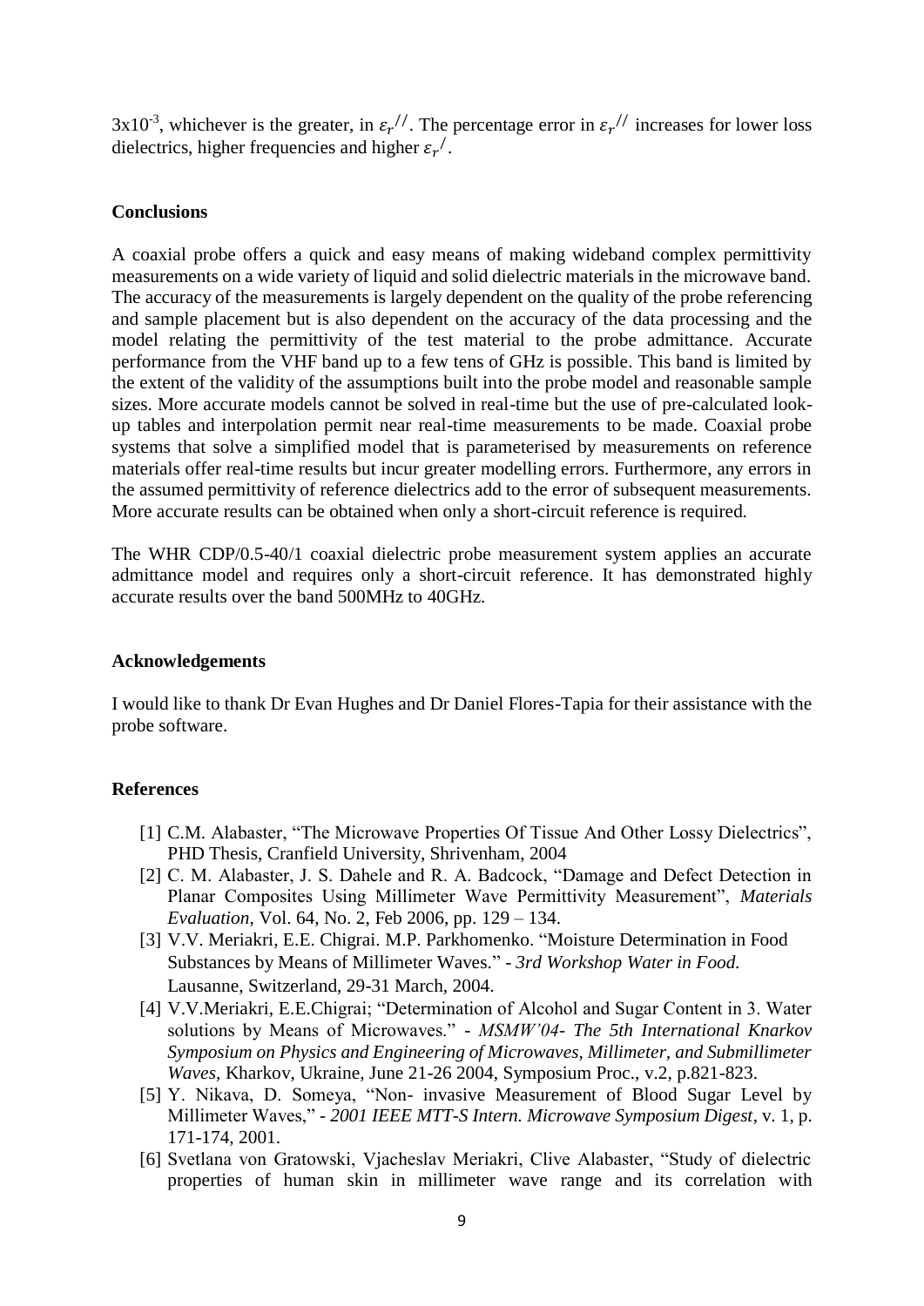$3 \times 10^{-3}$, whichever is the greater, in $\varepsilon_r^{//}$. The percentage error in $\varepsilon_r^{//}$ increases for lower loss dielectrics, higher frequencies and higher $\varepsilon_r^{/}$.

## Conclusions

A coaxial probe offers a quick and easy means of making wideband complex permittivity measurements on a wide variety of liquid and solid dielectric materials in the microwave band. The accuracy of the measurements is largely dependent on the quality of the probe referencing and sample placement but is also dependent on the accuracy of the data processing and the model relating the permittivity of the test material to the probe admittance. Accurate performance from the VHF band up to a few tens of GHz is possible. This band is limited by the extent of the validity of the assumptions built into the probe model and reasonable sample sizes. More accurate models cannot be solved in real-time but the use of pre-calculated look-up tables and interpolation permit near real-time measurements to be made. Coaxial probe systems that solve a simplified model that is parameterised by measurements on reference materials offer real-time results but incur greater modelling errors. Furthermore, any errors in the assumed permittivity of reference dielectrics add to the error of subsequent measurements. More accurate results can be obtained when only a short-circuit reference is required.

The WHR CDP/0.5-40/1 coaxial dielectric probe measurement system applies an accurate admittance model and requires only a short-circuit reference. It has demonstrated highly accurate results over the band 500MHz to 40GHz.

## Acknowledgements

I would like to thank Dr Evan Hughes and Dr Daniel Flores-Tapia for their assistance with the probe software.

## References

[1] C.M. Alabaster, "The Microwave Properties Of Tissue And Other Lossy Dielectrics", PHD Thesis, Cranfield University, Shrivenham, 2004

[2] C. M. Alabaster, J. S. Dahele and R. A. Badcock, "Damage and Defect Detection in Planar Composites Using Millimeter Wave Permittivity Measurement", *Materials Evaluation*, Vol. 64, No. 2, Feb 2006, pp. 129 – 134.

[3] V.V. Meriakri, E.E. Chigrai. M.P. Parkhomenko. "Moisture Determination in Food Substances by Means of Millimeter Waves." - *3rd Workshop Water in Food.* Lausanne, Switzerland, 29-31 March, 2004.

[4] V.V.Meriakri, E.E.Chigrai; "Determination of Alcohol and Sugar Content in 3. Water solutions by Means of Microwaves." - *MSMW'04- The 5th International Knarkov Symposium on Physics and Engineering of Microwaves, Millimeter, and Submillimeter Waves*, Kharkov, Ukraine, June 21-26 2004, Symposium Proc., v.2, p.821-823.

[5] Y. Nikava, D. Someya, "Non- invasive Measurement of Blood Sugar Level by Millimeter Waves," - *2001 IEEE MTT-S Intern. Microwave Symposium Digest*, v. 1, p. 171-174, 2001.

[6] Svetlana von Gratowski, Vjacheslav Meriakri, Clive Alabaster, "Study of dielectric properties of human skin in millimeter wave range and its correlation with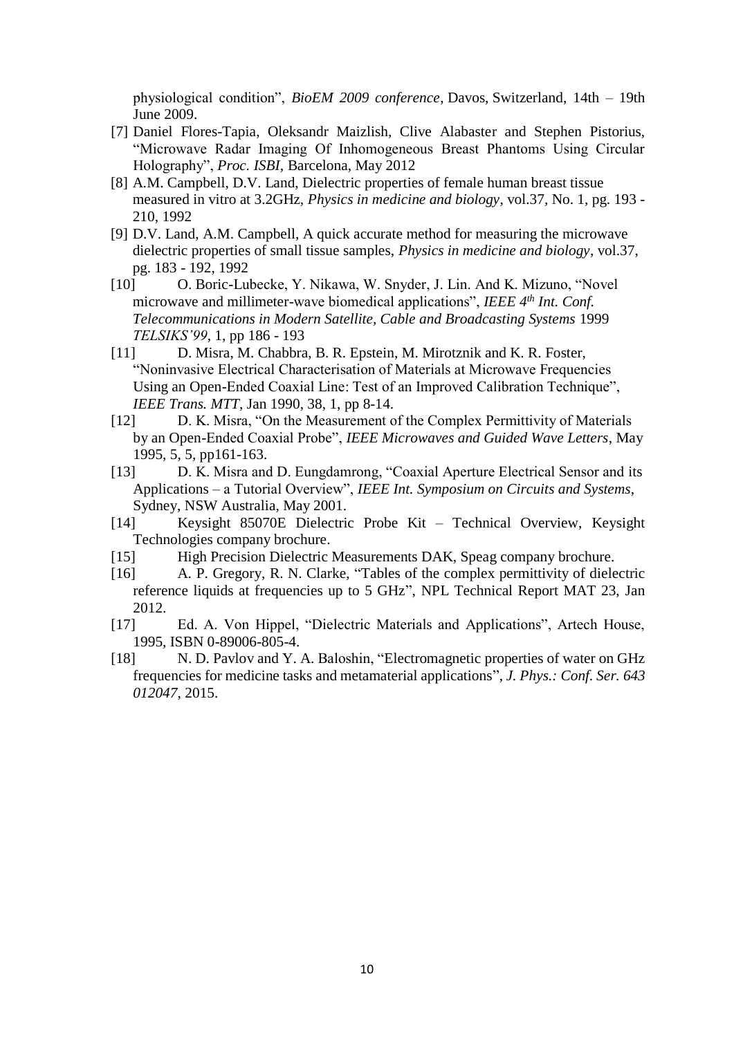physiological condition", *BioEM 2009 conference*, Davos, Switzerland, 14th – 19th June 2009.

[7] Daniel Flores-Tapia, Oleksandr Maizlish, Clive Alabaster and Stephen Pistorius, "Microwave Radar Imaging Of Inhomogeneous Breast Phantoms Using Circular Holography", *Proc. ISBI*, Barcelona, May 2012

[8] A.M. Campbell, D.V. Land, Dielectric properties of female human breast tissue measured in vitro at 3.2GHz, *Physics in medicine and biology*, vol.37, No. 1, pg. 193 - 210, 1992

[9] D.V. Land, A.M. Campbell, A quick accurate method for measuring the microwave dielectric properties of small tissue samples, *Physics in medicine and biology*, vol.37, pg. 183 - 192, 1992

[10] O. Boric-Lubecke, Y. Nikawa, W. Snyder, J. Lin. And K. Mizuno, "Novel microwave and millimeter-wave biomedical applications", *IEEE 4th Int. Conf. Telecommunications in Modern Satellite, Cable and Broadcasting Systems* 1999 *TELSIKS'99*, 1, pp 186 - 193

[11] D. Misra, M. Chabbra, B. R. Epstein, M. Mirotznik and K. R. Foster, "Noninvasive Electrical Characterisation of Materials at Microwave Frequencies Using an Open-Ended Coaxial Line: Test of an Improved Calibration Technique", *IEEE Trans. MTT*, Jan 1990, 38, 1, pp 8-14.

[12] D. K. Misra, "On the Measurement of the Complex Permittivity of Materials by an Open-Ended Coaxial Probe", *IEEE Microwaves and Guided Wave Letters*, May 1995, 5, 5, pp161-163.

[13] D. K. Misra and D. Eungdamrong, "Coaxial Aperture Electrical Sensor and its Applications – a Tutorial Overview", *IEEE Int. Symposium on Circuits and Systems*, Sydney, NSW Australia, May 2001.

[14] Keysight 85070E Dielectric Probe Kit – Technical Overview, Keysight Technologies company brochure.

[15] High Precision Dielectric Measurements DAK, Speag company brochure.

[16] A. P. Gregory, R. N. Clarke, "Tables of the complex permittivity of dielectric reference liquids at frequencies up to 5 GHz", NPL Technical Report MAT 23, Jan 2012.

[17] Ed. A. Von Hippel, "Dielectric Materials and Applications", Artech House, 1995, ISBN 0-89006-805-4.

[18] N. D. Pavlov and Y. A. Baloshin, "Electromagnetic properties of water on GHz frequencies for medicine tasks and metamaterial applications", *J. Phys.: Conf. Ser. 643 012047*, 2015.